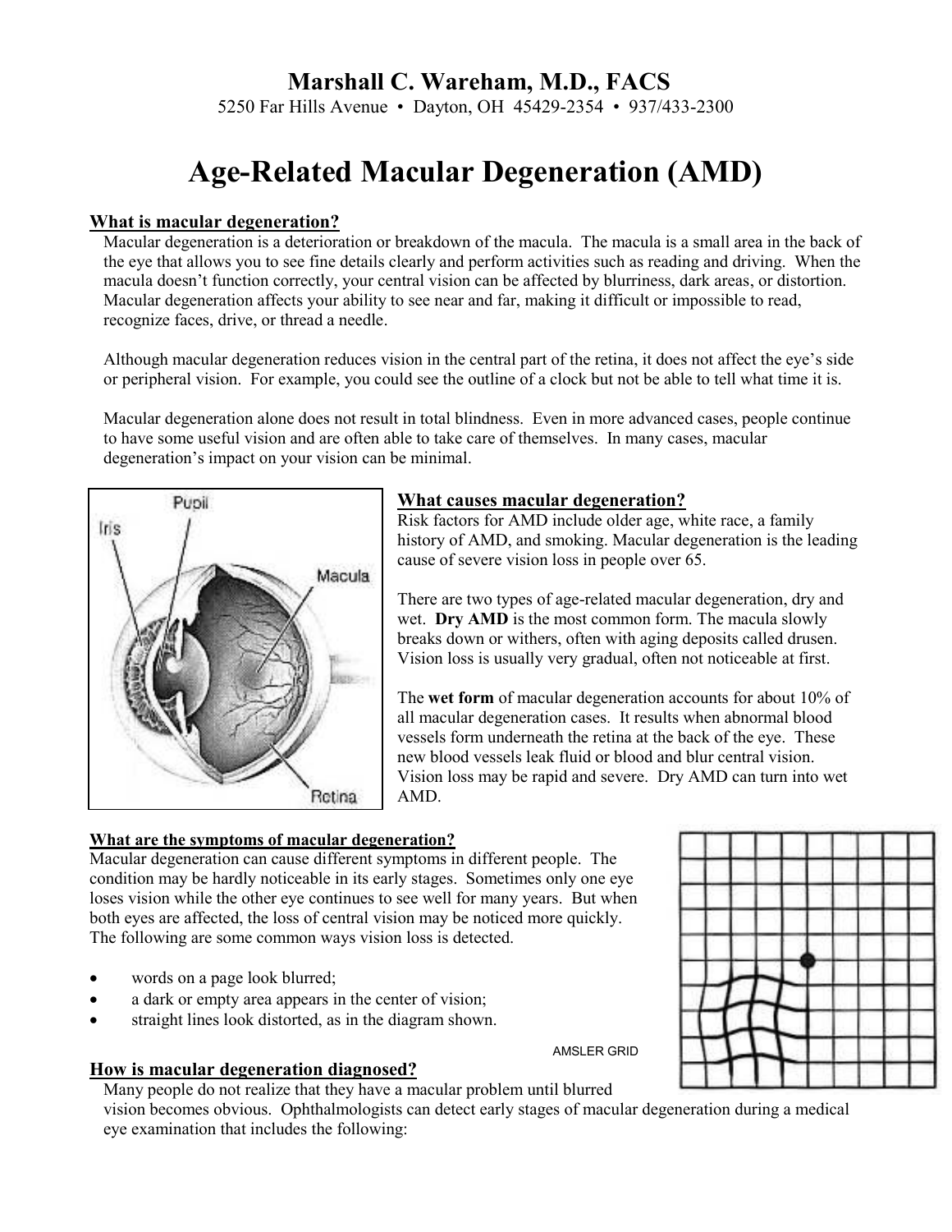# Marshall C. Wareham, M.D., FACS

5250 Far Hills Avenue • Dayton, OH 45429-2354 • 937/433-2300

# Age-Related Macular Degeneration (AMD)

## What is macular degeneration?

Macular degeneration is a deterioration or breakdown of the macula. The macula is a small area in the back of the eye that allows you to see fine details clearly and perform activities such as reading and driving. When the macula doesn't function correctly, your central vision can be affected by blurriness, dark areas, or distortion. Macular degeneration affects your ability to see near and far, making it difficult or impossible to read, recognize faces, drive, or thread a needle.

Although macular degeneration reduces vision in the central part of the retina, it does not affect the eye's side or peripheral vision. For example, you could see the outline of a clock but not be able to tell what time it is.

Macular degeneration alone does not result in total blindness. Even in more advanced cases, people continue to have some useful vision and are often able to take care of themselves. In many cases, macular degeneration's impact on your vision can be minimal.

Pupil
Iris
Macula
Retina

## What causes macular degeneration?

Risk factors for AMD include older age, white race, a family history of AMD, and smoking. Macular degeneration is the leading cause of severe vision loss in people over 65.

There are two types of age-related macular degeneration, dry and wet. **Dry AMD** is the most common form. The macula slowly breaks down or withers, often with aging deposits called drusen. Vision loss is usually very gradual, often not noticeable at first.

The **wet form** of macular degeneration accounts for about 10% of all macular degeneration cases. It results when abnormal blood vessels form underneath the retina at the back of the eye. These new blood vessels leak fluid or blood and blur central vision. Vision loss may be rapid and severe. Dry AMD can turn into wet AMD.

## What are the symptoms of macular degeneration?

Macular degeneration can cause different symptoms in different people. The condition may be hardly noticeable in its early stages. Sometimes only one eye loses vision while the other eye continues to see well for many years. But when both eyes are affected, the loss of central vision may be noticed more quickly. The following are some common ways vision loss is detected.

- words on a page look blurred;
- a dark or empty area appears in the center of vision;
- straight lines look distorted, as in the diagram shown.

AMSLER GRID

## How is macular degeneration diagnosed?

Many people do not realize that they have a macular problem until blurred vision becomes obvious. Ophthalmologists can detect early stages of macular degeneration during a medical eye examination that includes the following: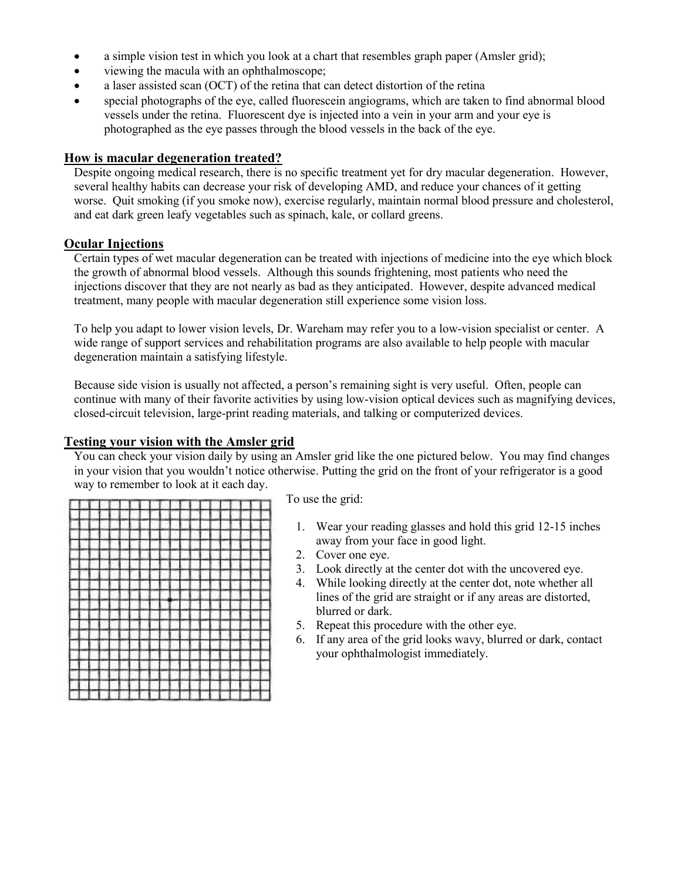- a simple vision test in which you look at a chart that resembles graph paper (Amsler grid);
- viewing the macula with an ophthalmoscope;
- a laser assisted scan (OCT) of the retina that can detect distortion of the retina
- special photographs of the eye, called fluorescein angiograms, which are taken to find abnormal blood vessels under the retina. Fluorescent dye is injected into a vein in your arm and your eye is photographed as the eye passes through the blood vessels in the back of the eye.

## How is macular degeneration treated?

Despite ongoing medical research, there is no specific treatment yet for dry macular degeneration. However, several healthy habits can decrease your risk of developing AMD, and reduce your chances of it getting worse. Quit smoking (if you smoke now), exercise regularly, maintain normal blood pressure and cholesterol, and eat dark green leafy vegetables such as spinach, kale, or collard greens.

## Ocular Injections

Certain types of wet macular degeneration can be treated with injections of medicine into the eye which block the growth of abnormal blood vessels. Although this sounds frightening, most patients who need the injections discover that they are not nearly as bad as they anticipated. However, despite advanced medical treatment, many people with macular degeneration still experience some vision loss.

To help you adapt to lower vision levels, Dr. Wareham may refer you to a low-vision specialist or center. A wide range of support services and rehabilitation programs are also available to help people with macular degeneration maintain a satisfying lifestyle.

Because side vision is usually not affected, a person's remaining sight is very useful. Often, people can continue with many of their favorite activities by using low-vision optical devices such as magnifying devices, closed-circuit television, large-print reading materials, and talking or computerized devices.

## Testing your vision with the Amsler grid

You can check your vision daily by using an Amsler grid like the one pictured below. You may find changes in your vision that you wouldn't notice otherwise. Putting the grid on the front of your refrigerator is a good way to remember to look at it each day.

To use the grid:

1. Wear your reading glasses and hold this grid 12-15 inches away from your face in good light.
2. Cover one eye.
3. Look directly at the center dot with the uncovered eye.
4. While looking directly at the center dot, note whether all lines of the grid are straight or if any areas are distorted, blurred or dark.
5. Repeat this procedure with the other eye.
6. If any area of the grid looks wavy, blurred or dark, contact your ophthalmologist immediately.